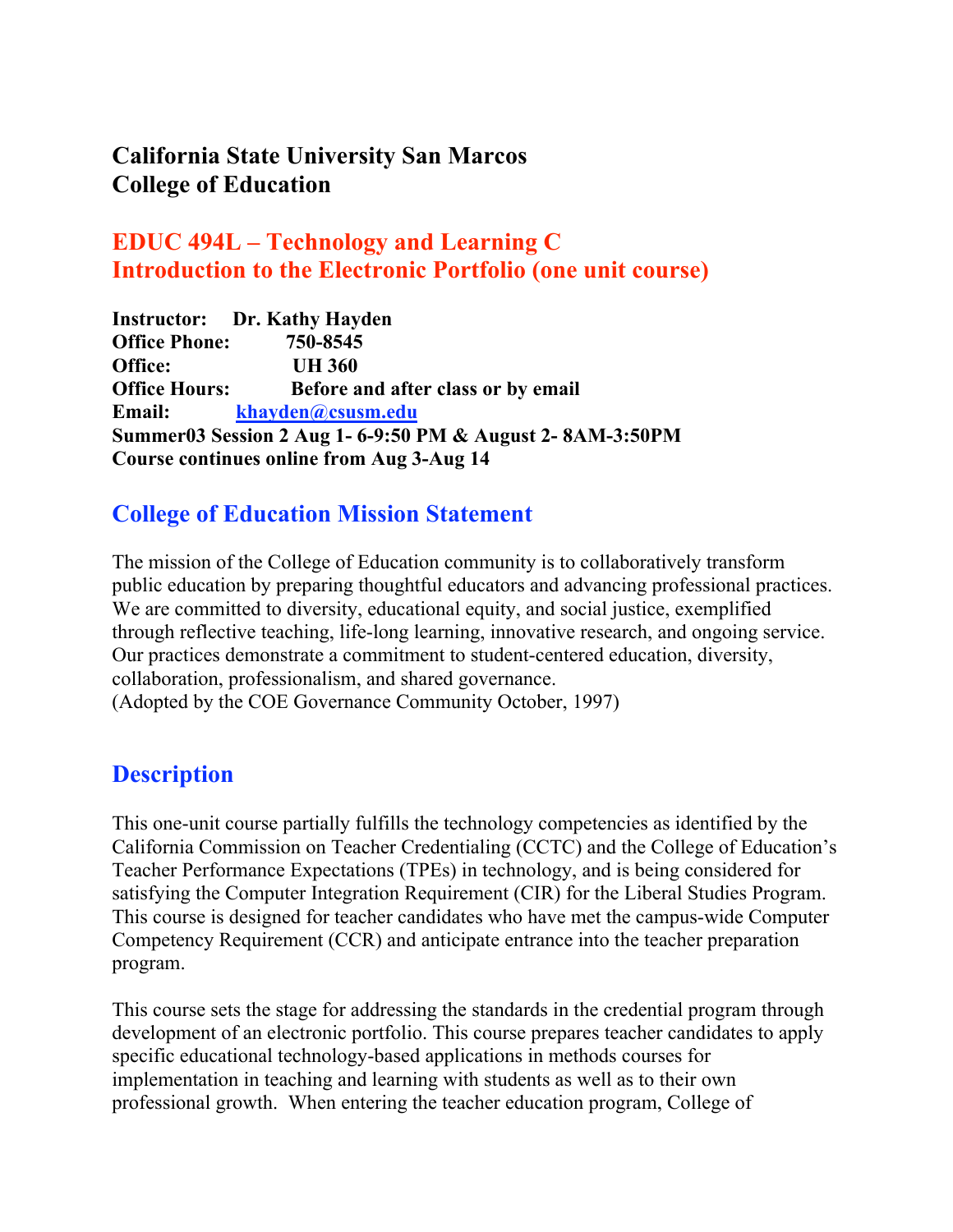# California State University San Marcos
# College of Education

## EDUC 494L – Technology and Learning C
## Introduction to the Electronic Portfolio (one unit course)

**Instructor:** **Dr. Kathy Hayden**
**Office Phone:** **750-8545**
**Office:** **UH 360**
**Office Hours:** **Before and after class or by email**
**Email:** **khayden@csusm.edu**
**Summer03 Session 2 Aug 1- 6-9:50 PM & August 2- 8AM-3:50PM**
**Course continues online from Aug 3-Aug 14**

## College of Education Mission Statement

The mission of the College of Education community is to collaboratively transform public education by preparing thoughtful educators and advancing professional practices. We are committed to diversity, educational equity, and social justice, exemplified through reflective teaching, life-long learning, innovative research, and ongoing service. Our practices demonstrate a commitment to student-centered education, diversity, collaboration, professionalism, and shared governance.
(Adopted by the COE Governance Community October, 1997)

## Description

This one-unit course partially fulfills the technology competencies as identified by the California Commission on Teacher Credentialing (CCTC) and the College of Education's Teacher Performance Expectations (TPEs) in technology, and is being considered for satisfying the Computer Integration Requirement (CIR) for the Liberal Studies Program. This course is designed for teacher candidates who have met the campus-wide Computer Competency Requirement (CCR) and anticipate entrance into the teacher preparation program.

This course sets the stage for addressing the standards in the credential program through development of an electronic portfolio. This course prepares teacher candidates to apply specific educational technology-based applications in methods courses for implementation in teaching and learning with students as well as to their own professional growth. When entering the teacher education program, College of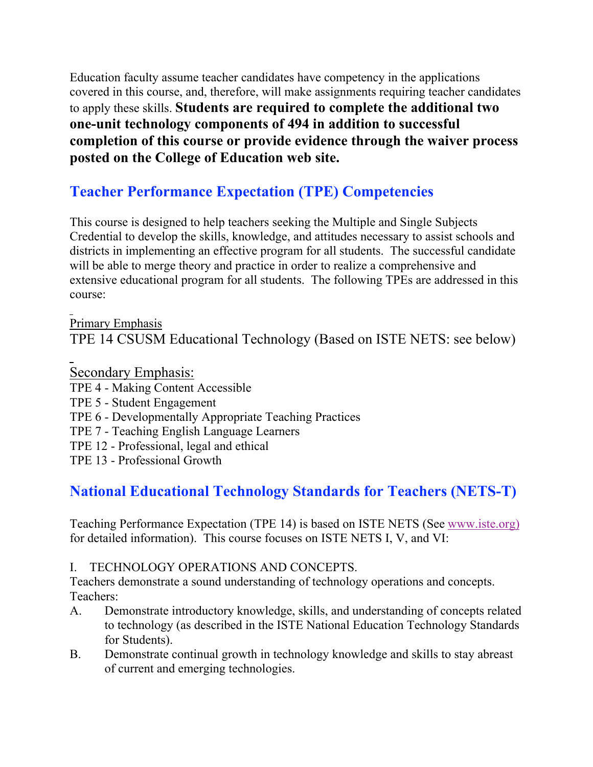Education faculty assume teacher candidates have competency in the applications covered in this course, and, therefore, will make assignments requiring teacher candidates to apply these skills. **Students are required to complete the additional two one-unit technology components of 494 in addition to successful completion of this course or provide evidence through the waiver process posted on the College of Education web site.**

## Teacher Performance Expectation (TPE) Competencies

This course is designed to help teachers seeking the Multiple and Single Subjects Credential to develop the skills, knowledge, and attitudes necessary to assist schools and districts in implementing an effective program for all students. The successful candidate will be able to merge theory and practice in order to realize a comprehensive and extensive educational program for all students. The following TPEs are addressed in this course:

Primary Emphasis

TPE 14 CSUSM Educational Technology (Based on ISTE NETS: see below)

Secondary Emphasis:

TPE 4 - Making Content Accessible
TPE 5 - Student Engagement
TPE 6 - Developmentally Appropriate Teaching Practices
TPE 7 - Teaching English Language Learners
TPE 12 - Professional, legal and ethical
TPE 13 - Professional Growth

## National Educational Technology Standards for Teachers (NETS-T)

Teaching Performance Expectation (TPE 14) is based on ISTE NETS (See www.iste.org) for detailed information). This course focuses on ISTE NETS I, V, and VI:

I. TECHNOLOGY OPERATIONS AND CONCEPTS.
Teachers demonstrate a sound understanding of technology operations and concepts. Teachers:

A. Demonstrate introductory knowledge, skills, and understanding of concepts related to technology (as described in the ISTE National Education Technology Standards for Students).
B. Demonstrate continual growth in technology knowledge and skills to stay abreast of current and emerging technologies.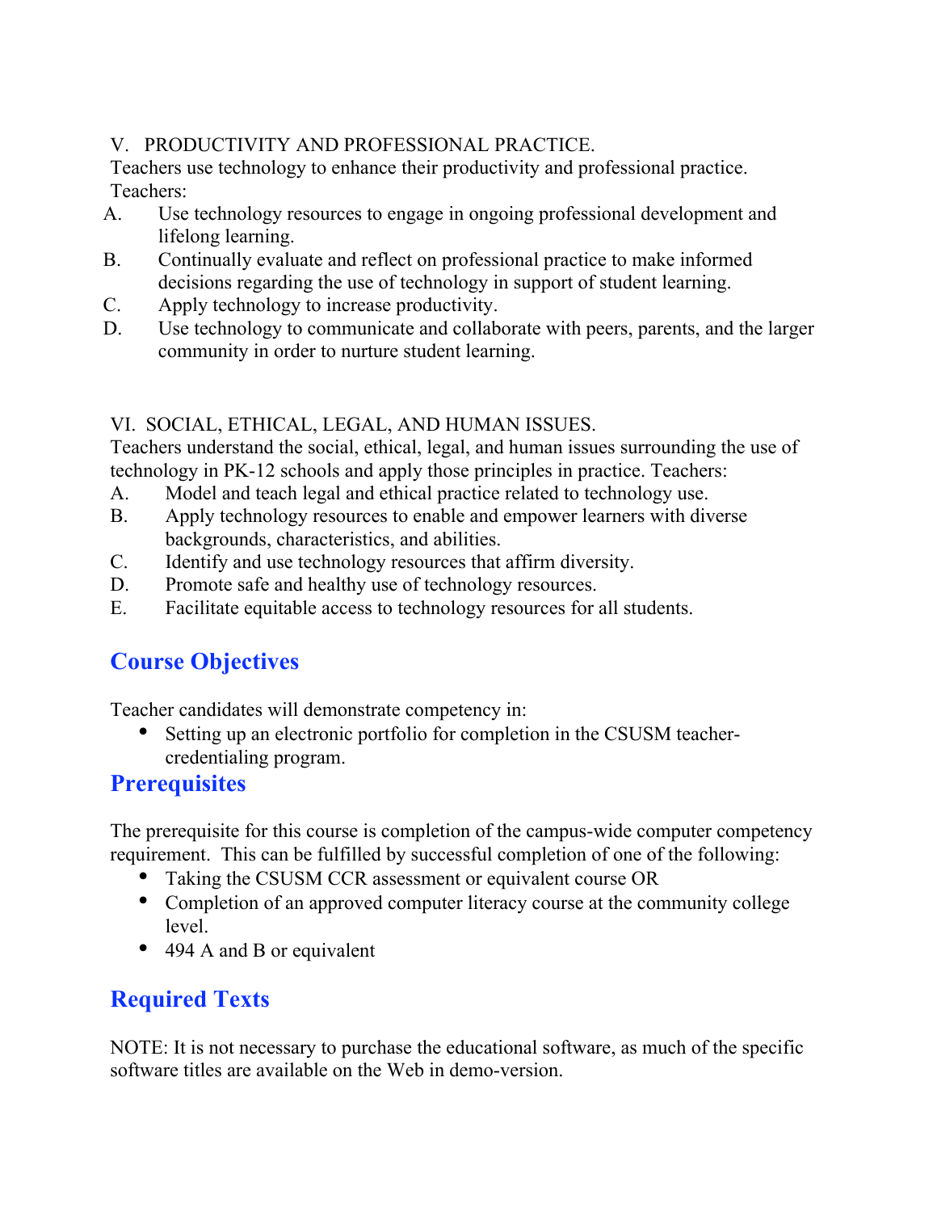V. PRODUCTIVITY AND PROFESSIONAL PRACTICE.
Teachers use technology to enhance their productivity and professional practice.
Teachers:

A. Use technology resources to engage in ongoing professional development and lifelong learning.
B. Continually evaluate and reflect on professional practice to make informed decisions regarding the use of technology in support of student learning.
C. Apply technology to increase productivity.
D. Use technology to communicate and collaborate with peers, parents, and the larger community in order to nurture student learning.

VI. SOCIAL, ETHICAL, LEGAL, AND HUMAN ISSUES.
Teachers understand the social, ethical, legal, and human issues surrounding the use of technology in PK-12 schools and apply those principles in practice. Teachers:

A. Model and teach legal and ethical practice related to technology use.
B. Apply technology resources to enable and empower learners with diverse backgrounds, characteristics, and abilities.
C. Identify and use technology resources that affirm diversity.
D. Promote safe and healthy use of technology resources.
E. Facilitate equitable access to technology resources for all students.

## Course Objectives

Teacher candidates will demonstrate competency in:

- Setting up an electronic portfolio for completion in the CSUSM teacher-credentialing program.

## Prerequisites

The prerequisite for this course is completion of the campus-wide computer competency requirement. This can be fulfilled by successful completion of one of the following:

- Taking the CSUSM CCR assessment or equivalent course OR
- Completion of an approved computer literacy course at the community college level.
- 494 A and B or equivalent

## Required Texts

NOTE: It is not necessary to purchase the educational software, as much of the specific software titles are available on the Web in demo-version.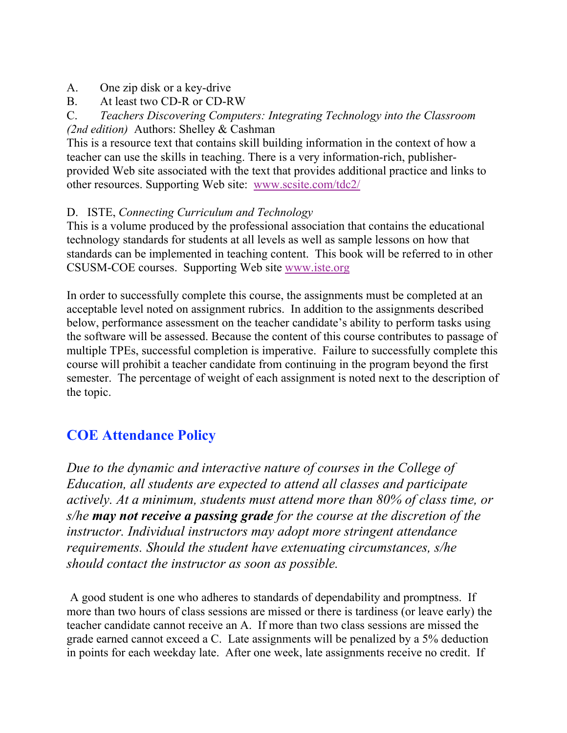A. One zip disk or a key-drive

B. At least two CD-R or CD-RW

C. *Teachers Discovering Computers: Integrating Technology into the Classroom (2nd edition)* Authors: Shelley & Cashman

This is a resource text that contains skill building information in the context of how a teacher can use the skills in teaching. There is a very information-rich, publisher-provided Web site associated with the text that provides additional practice and links to other resources. Supporting Web site: [www.scsite.com/tdc2/](http://www.scsite.com/tdc2/)

D. ISTE, *Connecting Curriculum and Technology*

This is a volume produced by the professional association that contains the educational technology standards for students at all levels as well as sample lessons on how that standards can be implemented in teaching content. This book will be referred to in other CSUSM-COE courses. Supporting Web site [www.iste.org](http://www.iste.org)

In order to successfully complete this course, the assignments must be completed at an acceptable level noted on assignment rubrics. In addition to the assignments described below, performance assessment on the teacher candidate's ability to perform tasks using the software will be assessed. Because the content of this course contributes to passage of multiple TPEs, successful completion is imperative. Failure to successfully complete this course will prohibit a teacher candidate from continuing in the program beyond the first semester. The percentage of weight of each assignment is noted next to the description of the topic.

## COE Attendance Policy

*Due to the dynamic and interactive nature of courses in the College of Education, all students are expected to attend all classes and participate actively. At a minimum, students must attend more than 80% of class time, or s/he* ***may not receive a passing grade*** *for the course at the discretion of the instructor. Individual instructors may adopt more stringent attendance requirements. Should the student have extenuating circumstances, s/he should contact the instructor as soon as possible.*

A good student is one who adheres to standards of dependability and promptness. If more than two hours of class sessions are missed or there is tardiness (or leave early) the teacher candidate cannot receive an A. If more than two class sessions are missed the grade earned cannot exceed a C. Late assignments will be penalized by a 5% deduction in points for each weekday late. After one week, late assignments receive no credit. If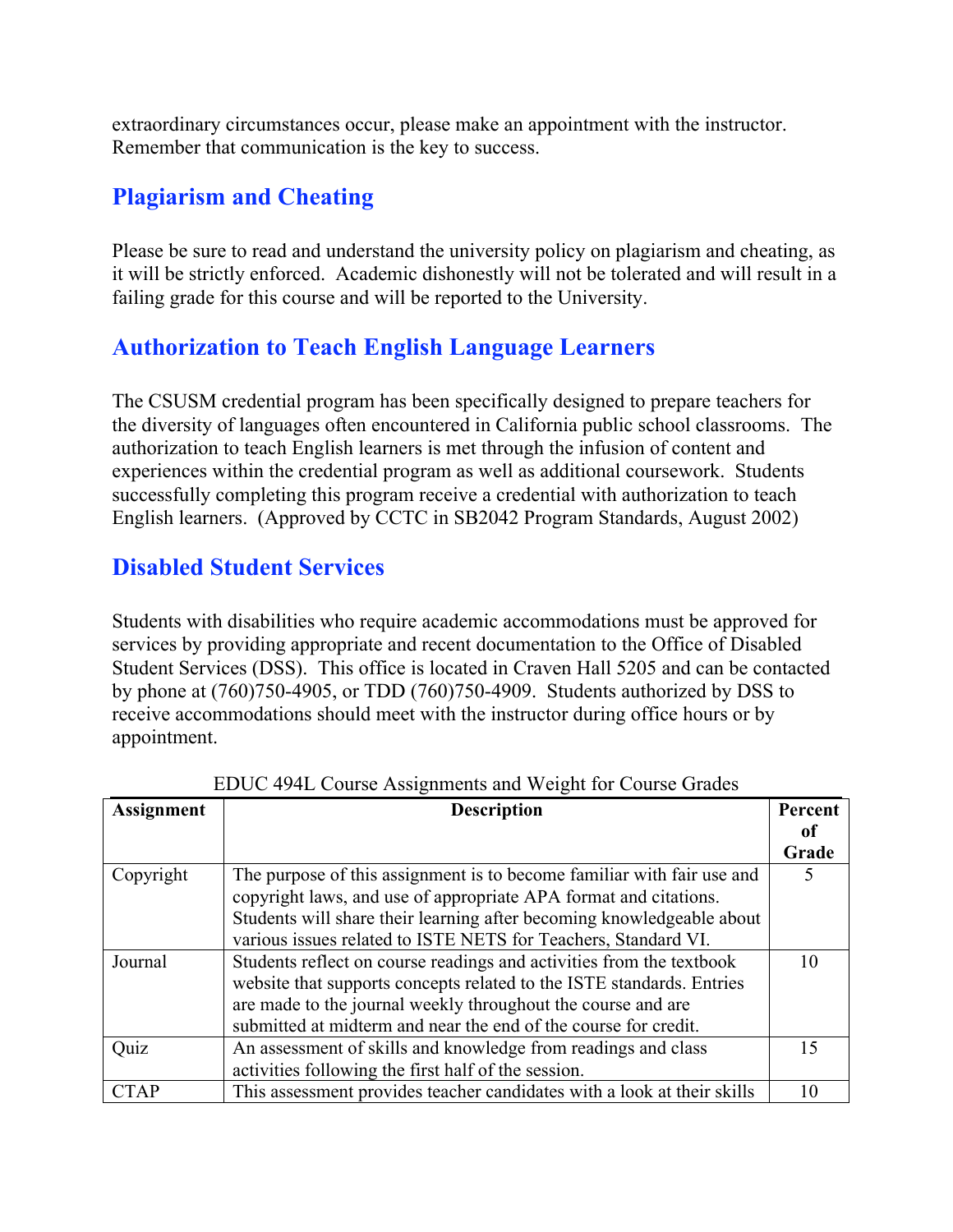extraordinary circumstances occur, please make an appointment with the instructor. Remember that communication is the key to success.

## Plagiarism and Cheating

Please be sure to read and understand the university policy on plagiarism and cheating, as it will be strictly enforced. Academic dishonestly will not be tolerated and will result in a failing grade for this course and will be reported to the University.

## Authorization to Teach English Language Learners

The CSUSM credential program has been specifically designed to prepare teachers for the diversity of languages often encountered in California public school classrooms. The authorization to teach English learners is met through the infusion of content and experiences within the credential program as well as additional coursework. Students successfully completing this program receive a credential with authorization to teach English learners. (Approved by CCTC in SB2042 Program Standards, August 2002)

## Disabled Student Services

Students with disabilities who require academic accommodations must be approved for services by providing appropriate and recent documentation to the Office of Disabled Student Services (DSS). This office is located in Craven Hall 5205 and can be contacted by phone at (760)750-4905, or TDD (760)750-4909. Students authorized by DSS to receive accommodations should meet with the instructor during office hours or by appointment.

EDUC 494L Course Assignments and Weight for Course Grades

| Assignment | Description | Percent of Grade |
|---|---|---|
| Copyright | The purpose of this assignment is to become familiar with fair use and copyright laws, and use of appropriate APA format and citations. Students will share their learning after becoming knowledgeable about various issues related to ISTE NETS for Teachers, Standard VI. | 5 |
| Journal | Students reflect on course readings and activities from the textbook website that supports concepts related to the ISTE standards. Entries are made to the journal weekly throughout the course and are submitted at midterm and near the end of the course for credit. | 10 |
| Quiz | An assessment of skills and knowledge from readings and class activities following the first half of the session. | 15 |
| CTAP | This assessment provides teacher candidates with a look at their skills | 10 |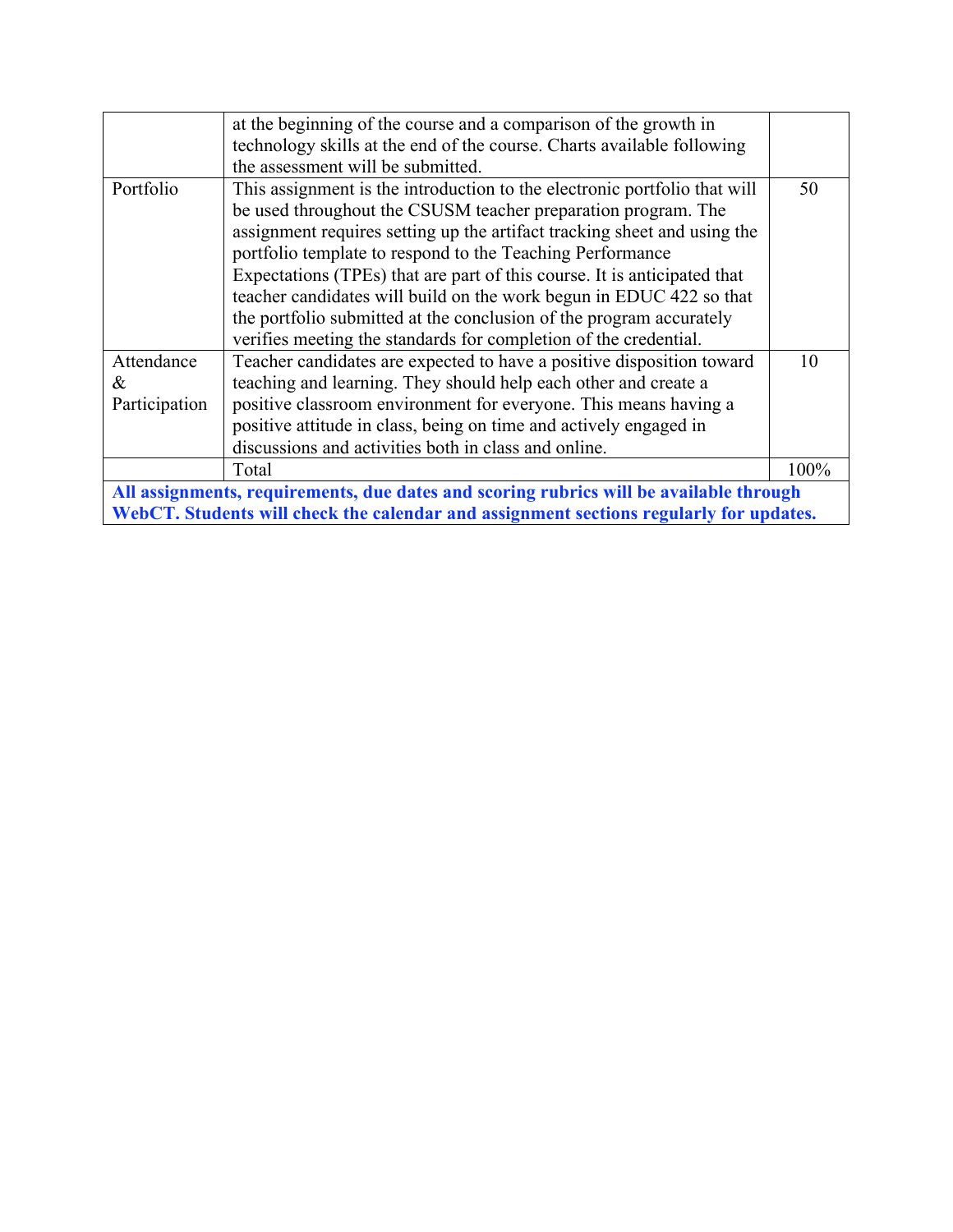| | | |
|---|---|---|
| | at the beginning of the course and a comparison of the growth in technology skills at the end of the course. Charts available following the assessment will be submitted. | |
| Portfolio | This assignment is the introduction to the electronic portfolio that will be used throughout the CSUSM teacher preparation program. The assignment requires setting up the artifact tracking sheet and using the portfolio template to respond to the Teaching Performance Expectations (TPEs) that are part of this course. It is anticipated that teacher candidates will build on the work begun in EDUC 422 so that the portfolio submitted at the conclusion of the program accurately verifies meeting the standards for completion of the credential. | 50 |
| Attendance & Participation | Teacher candidates are expected to have a positive disposition toward teaching and learning. They should help each other and create a positive classroom environment for everyone. This means having a positive attitude in class, being on time and actively engaged in discussions and activities both in class and online. | 10 |
| | Total | 100% |
| **All assignments, requirements, due dates and scoring rubrics will be available through WebCT. Students will check the calendar and assignment sections regularly for updates.** | | |